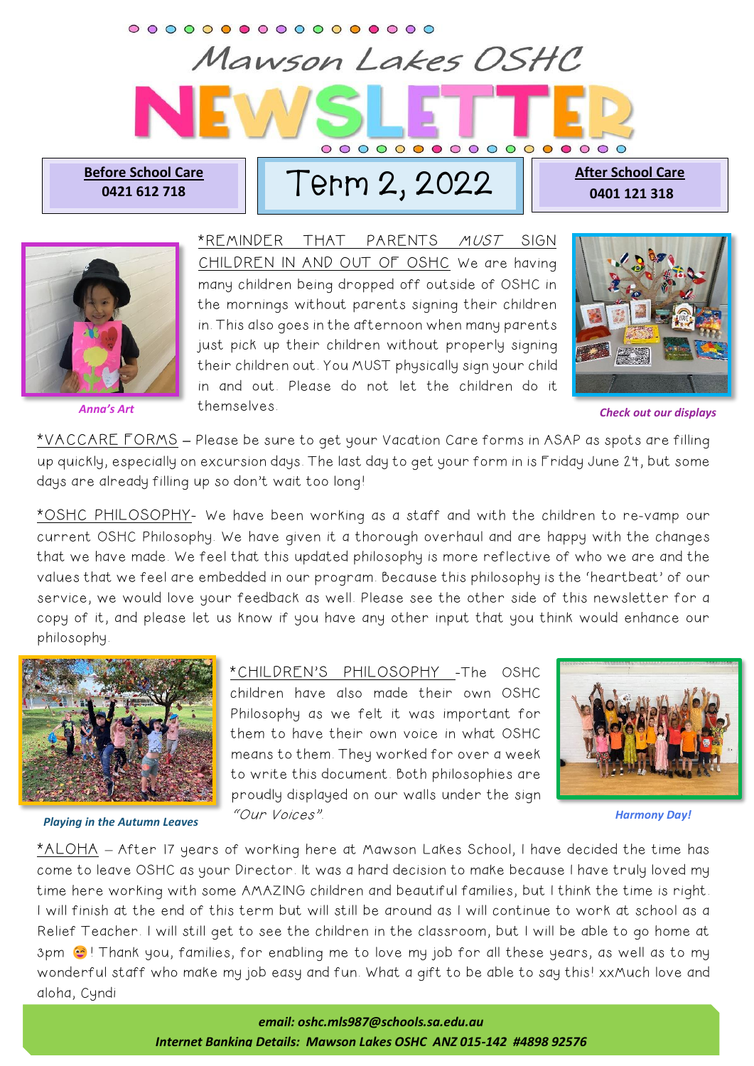# Mawson Lakes OSHC NEWSLETTER

**Before School Care**
**0421 612 718**

# Term 2, 2022

**After School Care**
**0401 121 318**

*Anna's Art*

*Check out our displays*

*REMINDER THAT PARENTS *MUST* SIGN CHILDREN IN AND OUT OF OSHC We are having many children being dropped off outside of OSHC in the mornings without parents signing their children in. This also goes in the afternoon when many parents just pick up their children without properly signing their children out. You MUST physically sign your child in and out. Please do not let the children do it themselves.

*VACCARE FORMS – Please be sure to get your Vacation Care forms in ASAP as spots are filling up quickly, especially on excursion days. The last day to get your form in is Friday June 24, but some days are already filling up so don't wait too long!

*OSHC PHILOSOPHY- We have been working as a staff and with the children to re-vamp our current OSHC Philosophy. We have given it a thorough overhaul and are happy with the changes that we have made. We feel that this updated philosophy is more reflective of who we are and the values that we feel are embedded in our program. Because this philosophy is the 'heartbeat' of our service, we would love your feedback as well. Please see the other side of this newsletter for a copy of it, and please let us know if you have any other input that you think would enhance our philosophy.

*CHILDREN'S PHILOSOPHY -The OSHC children have also made their own OSHC Philosophy as we felt it was important for them to have their own voice in what OSHC means to them. They worked for over a week to write this document. Both philosophies are proudly displayed on our walls under the sign *"Our Voices"*.

*Playing in the Autumn Leaves*

*Harmony Day!*

*ALOHA – After 17 years of working here at Mawson Lakes School, I have decided the time has come to leave OSHC as your Director. It was a hard decision to make because I have truly loved my time here working with some AMAZING children and beautiful families, but I think the time is right. I will finish at the end of this term but will still be around as I will continue to work at school as a Relief Teacher. I will still get to see the children in the classroom, but I will be able to go home at 3pm 😊! Thank you, families, for enabling me to love my job for all these years, as well as to my wonderful staff who make my job easy and fun. What a gift to be able to say this! xxMuch love and aloha, Cyndi

***email: oshc.mls987@schools.sa.edu.au***
***Internet Banking Details: Mawson Lakes OSHC ANZ 015-142 #4898 92576***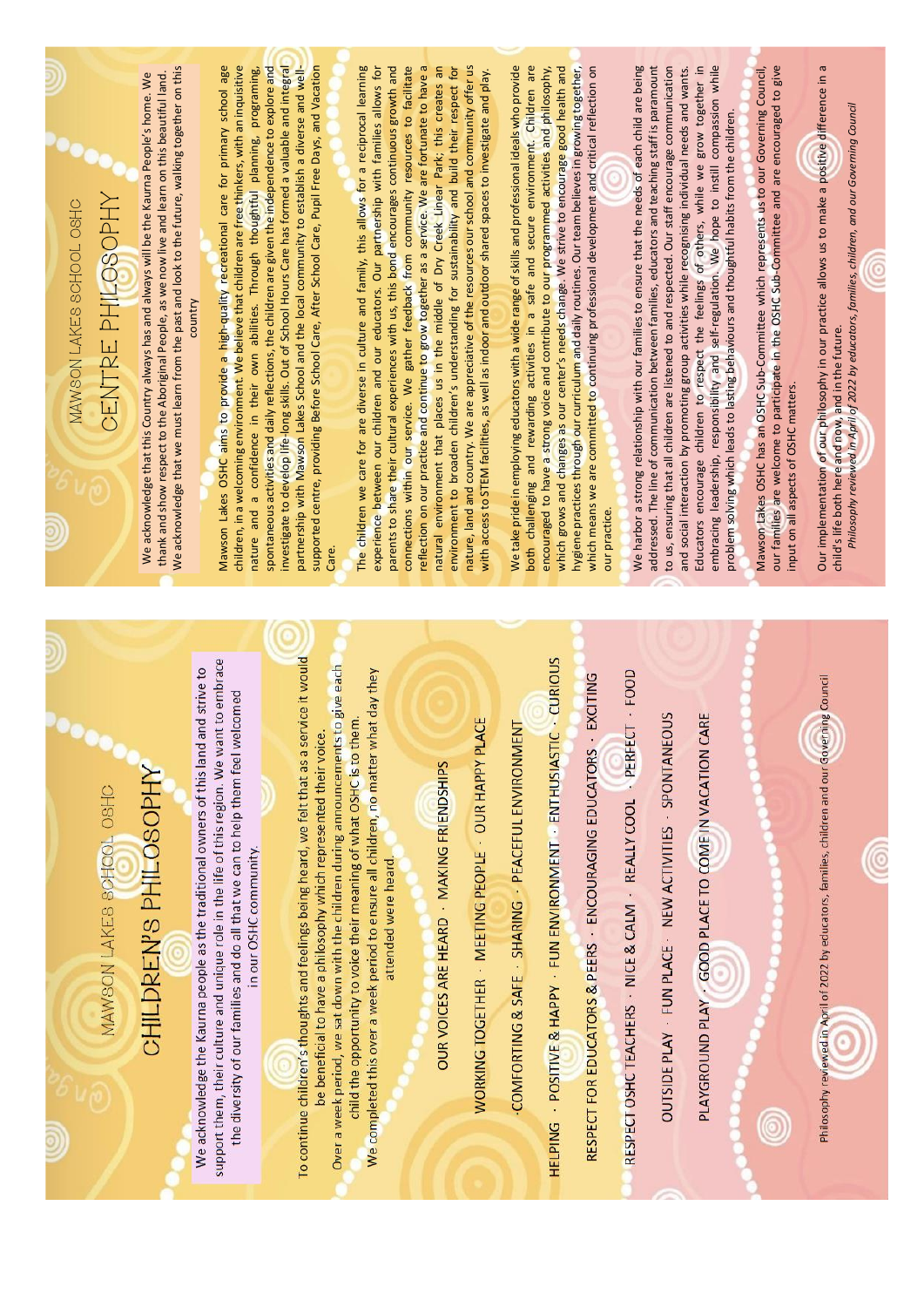# MAWSON LAKES SCHOOL OSHC

## CHILDREN'S PHILOSOPHY

We acknowledge the Kaurna people as the traditional owners of this land and strive to support them, their culture and unique role in the life of this region. We want to embrace the diversity of our families and do all that we can to help them feel welcomed in our OSHC community.

To continue children's thoughts and feelings being heard, we felt that as a service it would be beneficial to have a philosophy which represented their voice. Over a week period, we sat down with the children during announcements to give each child the opportunity to voice their meaning of what OSHC is to them. We completed this over a week period to ensure all children, no matter what day they attended were heard.

OUR VOICES ARE HEARD · MAKING FRIENDSHIPS

WORKING TOGETHER · MEETING PEOPLE · OUR HAPPY PLACE

COMFORTING & SAFE · SHARING · PEACEFUL ENVIRONMENT

HELPING · POSITIVE & HAPPY · FUN ENVIRONMENT · ENTHUSIASTIC · CURIOUS

RESPECT FOR EDUCATORS & PEERS · ENCOURAGING EDUCATORS · EXCITING

RESPECT OSHC TEACHERS · NICE & CALM · REALLY COOL · PERFECT · FOOD

OUTSIDE PLAY · FUN PLACE · NEW ACTIVITIES · SPONTANEOUS

PLAYGROUND PLAY · GOOD PLACE TO COME IN VACATION CARE

Philosophy reviewed in April of 2022 by educators, families, children and our Governing Council

# MAWSON LAKES SCHOOL OSHC

## CENTRE PHILOSOPHY

We acknowledge that this Country always has and always will be the Kaurna People's home. We thank and show respect to the Aboriginal People, as we now live and learn on this beautiful land. We acknowledge that we must learn from the past and look to the future, walking together on this country

Mawson Lakes OSHC aims to provide a high-quality recreational care for primary school age children, in a welcoming environment. We believe that children are free thinkers, with an inquisitive nature and a confidence in their own abilities. Through thoughtful planning, programing, spontaneous activities and daily reflections, the children are given the independence to explore and investigate to develop life-long skills. Out of School Hours Care has formed a valuable and integral partnership with Mawson Lakes School and the local community to establish a diverse and well-supported centre, providing Before School Care, After School Care, Pupil Free Days, and Vacation Care.

The children we care for are diverse in culture and family, this allows for a reciprocal learning experience between our children and our educators. Our partnership with families allows for parents to share their cultural experiences with us, this bond encourages continuous growth and connections within our service. We gather feedback from community resources to facilitate reflection on our practice and continue to grow together as a service. We are fortunate to have a natural environment that places us in the middle of Dry Creek Linear Park; this creates an environment to broaden children's understanding for sustainability and build their respect for nature, land and country. We are appreciative of the resources our school and community offer us with access to STEM facilities, as well as indoor and outdoor shared spaces to investigate and play.

We take pride in employing educators with a wide range of skills and professional ideals who provide both challenging and rewarding activities in a safe and secure environment. Children are encouraged to have a strong voice and contribute to our programmed activities and philosophy, which grows and changes as our center's needs change. We strive to encourage good health and hygiene practices through our curriculum and daily routines. Our team believes in growing together, which means we are committed to continuing professional development and critical reflection on our practice.

We harbor a strong relationship with our families to ensure that the needs of each child are being addressed. The line of communication between families, educators and teaching staff is paramount to us, ensuring that all children are listened to and respected. Our staff encourage communication and social interaction by promoting group activities while recognising individual needs and wants. Educators encourage children to respect the feelings of others, while we grow together in embracing leadership, responsibility and self-regulation. We hope to instill compassion while problem solving which leads to lasting behaviours and thoughtful habits from the children.

Mawson Lakes OSHC has an OSHC Sub-Committee which represents us to our Governing Council, our families are welcome to participate in the OSHC Sub-Committee and are encouraged to give input on all aspects of OSHC matters.

Our implementation of our philosophy in our practice allows us to make a positive difference in a child's life both here and now, and in the future.

*Philosophy reviewed in April of 2022 by educators, families, children, and our Governing Council*